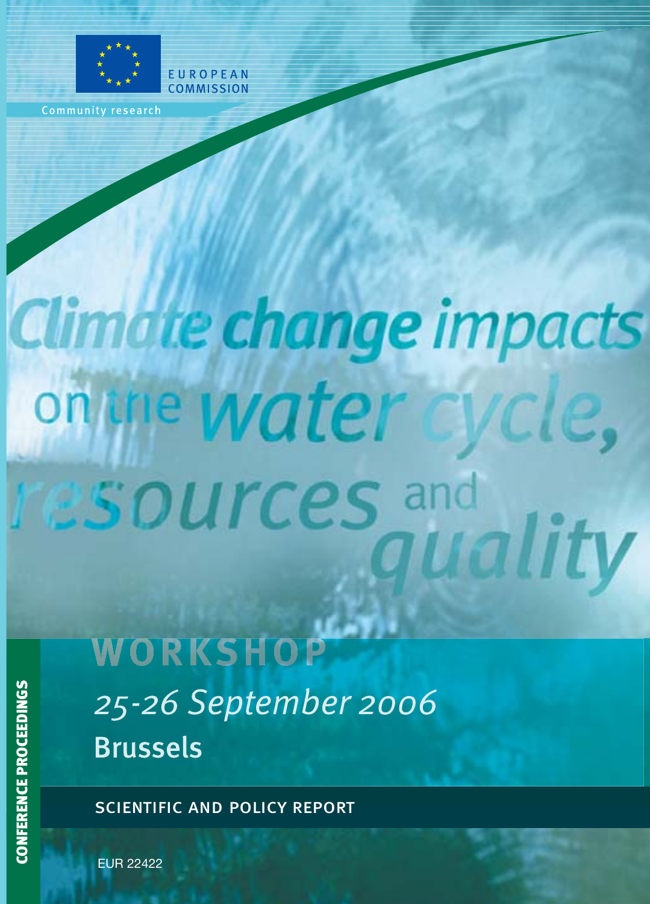EUROPEAN COMMISSION

Community research

# Climate change impacts on the water cycle, resources and quality

## WORKSHOP

*25-26 September 2006*

**Brussels**

SCIENTIFIC AND POLICY REPORT

CONFERENCE PROCEEDINGS

EUR 22422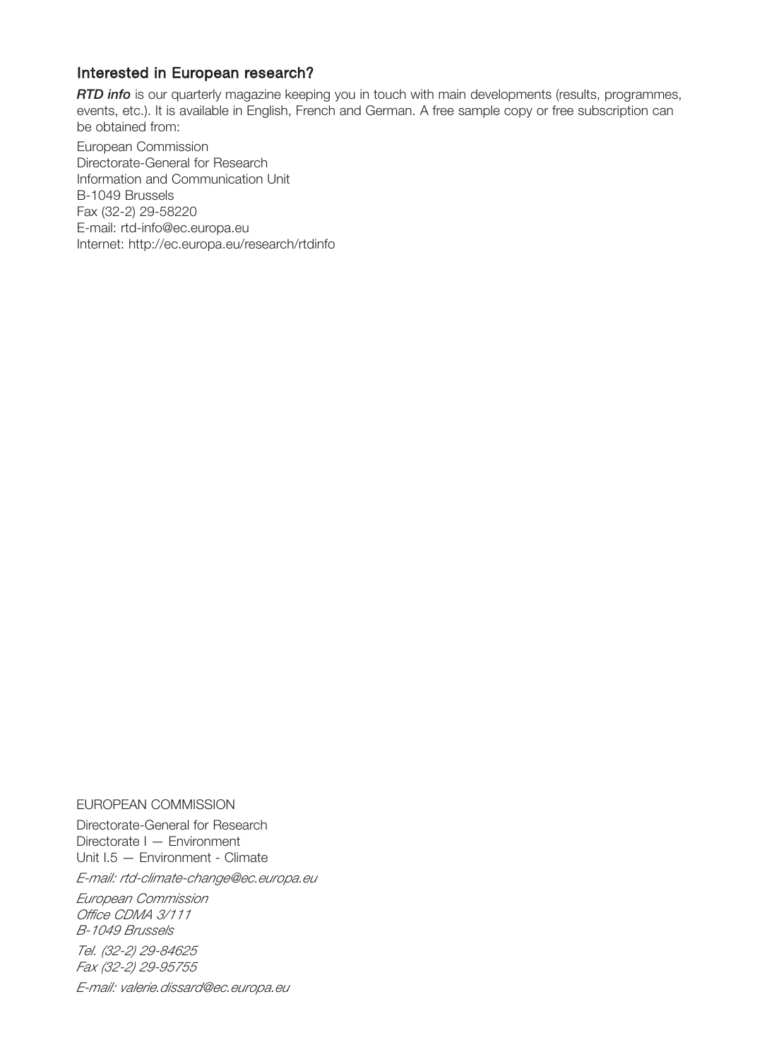### Interested in European research?

***RTD info*** is our quarterly magazine keeping you in touch with main developments (results, programmes, events, etc.). It is available in English, French and German. A free sample copy or free subscription can be obtained from:

European Commission  
Directorate-General for Research  
Information and Communication Unit  
B-1049 Brussels  
Fax (32-2) 29-58220  
E-mail: rtd-info@ec.europa.eu  
Internet: http://ec.europa.eu/research/rtdinfo

EUROPEAN COMMISSION

Directorate-General for Research  
Directorate I — Environment  
Unit I.5 — Environment - Climate

*E-mail: rtd-climate-change@ec.europa.eu*

*European Commission*  
*Office CDMA 3/111*  
*B-1049 Brussels*

*Tel. (32-2) 29-84625*  
*Fax (32-2) 29-95755*

*E-mail: valerie.dissard@ec.europa.eu*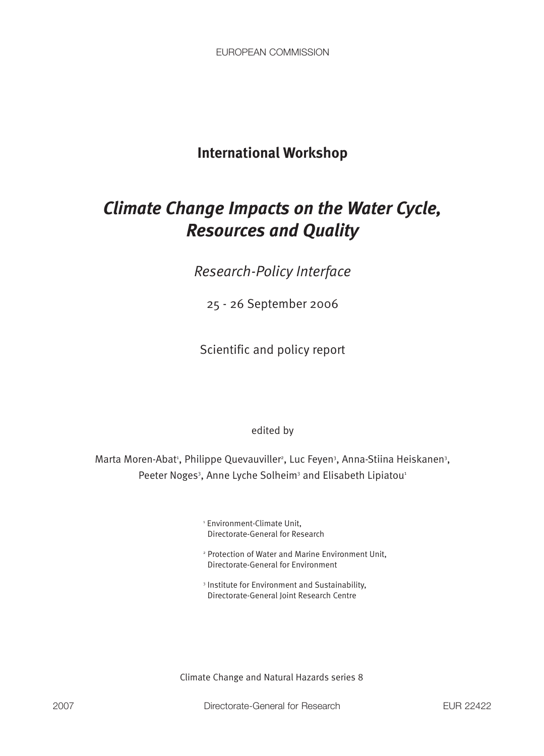EUROPEAN COMMISSION

**International Workshop**

# *Climate Change Impacts on the Water Cycle, Resources and Quality*

*Research-Policy Interface*

25 - 26 September 2006

Scientific and policy report

edited by

Marta Moren-Abat[1], Philippe Quevauviller[2], Luc Feyen[3], Anna-Stiina Heiskanen[3], Peeter Noges[3], Anne Lyche Solheim[3] and Elisabeth Lipiatou[1]

[1] Environment-Climate Unit, Directorate-General for Research

[2] Protection of Water and Marine Environment Unit, Directorate-General for Environment

[3] Institute for Environment and Sustainability, Directorate-General Joint Research Centre

Climate Change and Natural Hazards series 8

2007 Directorate-General for Research EUR 22422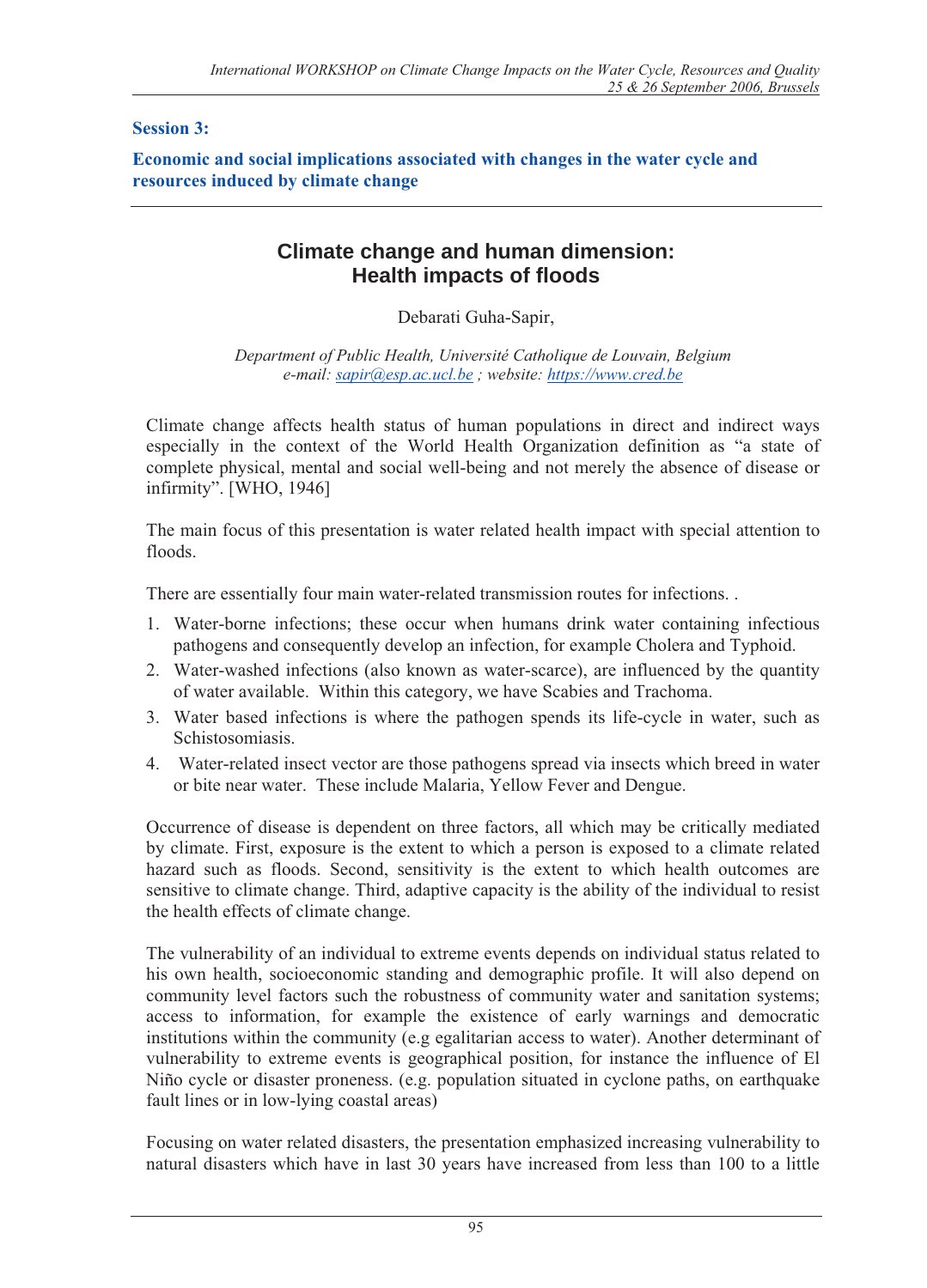## Session 3:

**Economic and social implications associated with changes in the water cycle and resources induced by climate change**

# Climate change and human dimension: Health impacts of floods

Debarati Guha-Sapir,

*Department of Public Health, Université Catholique de Louvain, Belgium*
*e-mail: sapir@esp.ac.ucl.be ; website: https://www.cred.be*

Climate change affects health status of human populations in direct and indirect ways especially in the context of the World Health Organization definition as "a state of complete physical, mental and social well-being and not merely the absence of disease or infirmity". [WHO, 1946]

The main focus of this presentation is water related health impact with special attention to floods.

There are essentially four main water-related transmission routes for infections. .

1. Water-borne infections; these occur when humans drink water containing infectious pathogens and consequently develop an infection, for example Cholera and Typhoid.
2. Water-washed infections (also known as water-scarce), are influenced by the quantity of water available. Within this category, we have Scabies and Trachoma.
3. Water based infections is where the pathogen spends its life-cycle in water, such as Schistosomiasis.
4. Water-related insect vector are those pathogens spread via insects which breed in water or bite near water. These include Malaria, Yellow Fever and Dengue.

Occurrence of disease is dependent on three factors, all which may be critically mediated by climate. First, exposure is the extent to which a person is exposed to a climate related hazard such as floods. Second, sensitivity is the extent to which health outcomes are sensitive to climate change. Third, adaptive capacity is the ability of the individual to resist the health effects of climate change.

The vulnerability of an individual to extreme events depends on individual status related to his own health, socioeconomic standing and demographic profile. It will also depend on community level factors such the robustness of community water and sanitation systems; access to information, for example the existence of early warnings and democratic institutions within the community (e.g egalitarian access to water). Another determinant of vulnerability to extreme events is geographical position, for instance the influence of El Niño cycle or disaster proneness. (e.g. population situated in cyclone paths, on earthquake fault lines or in low-lying coastal areas)

Focusing on water related disasters, the presentation emphasized increasing vulnerability to natural disasters which have in last 30 years have increased from less than 100 to a little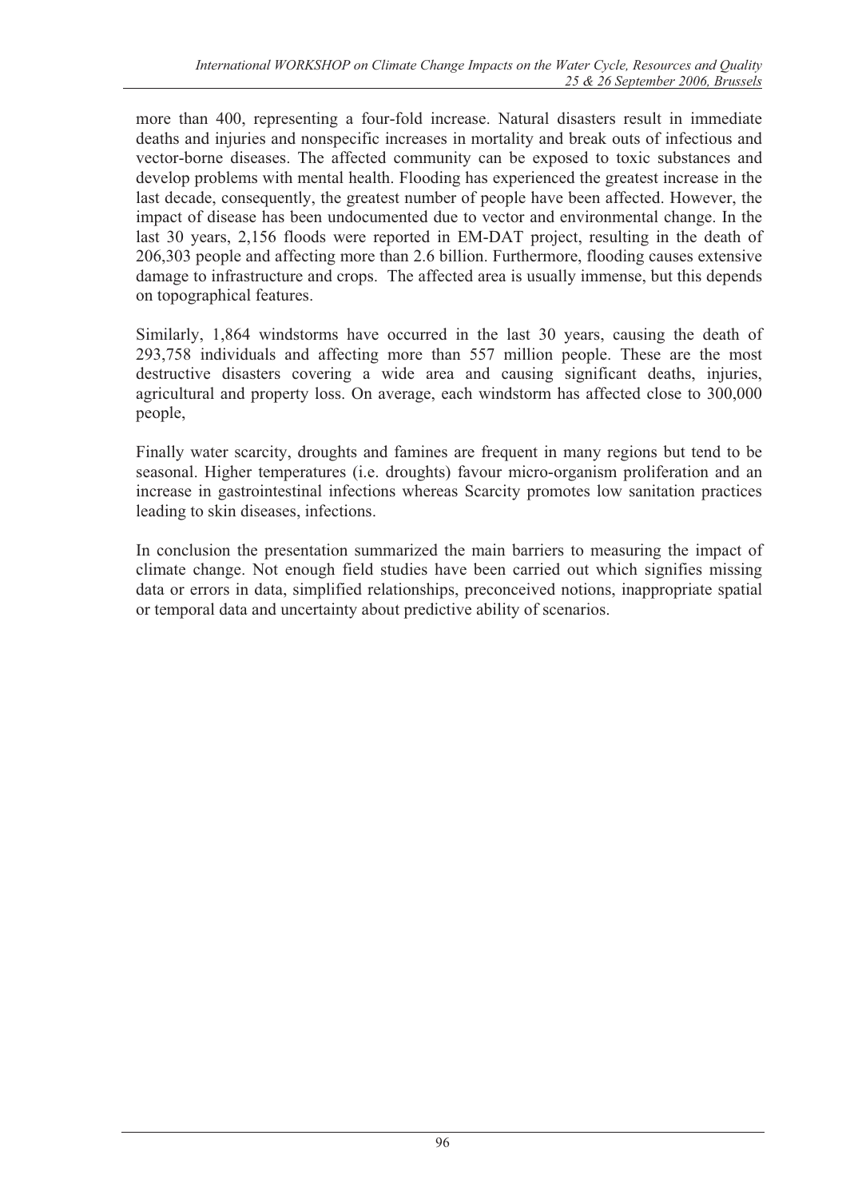more than 400, representing a four-fold increase. Natural disasters result in immediate deaths and injuries and nonspecific increases in mortality and break outs of infectious and vector-borne diseases. The affected community can be exposed to toxic substances and develop problems with mental health. Flooding has experienced the greatest increase in the last decade, consequently, the greatest number of people have been affected. However, the impact of disease has been undocumented due to vector and environmental change. In the last 30 years, 2,156 floods were reported in EM-DAT project, resulting in the death of 206,303 people and affecting more than 2.6 billion. Furthermore, flooding causes extensive damage to infrastructure and crops. The affected area is usually immense, but this depends on topographical features.

Similarly, 1,864 windstorms have occurred in the last 30 years, causing the death of 293,758 individuals and affecting more than 557 million people. These are the most destructive disasters covering a wide area and causing significant deaths, injuries, agricultural and property loss. On average, each windstorm has affected close to 300,000 people,

Finally water scarcity, droughts and famines are frequent in many regions but tend to be seasonal. Higher temperatures (i.e. droughts) favour micro-organism proliferation and an increase in gastrointestinal infections whereas Scarcity promotes low sanitation practices leading to skin diseases, infections.

In conclusion the presentation summarized the main barriers to measuring the impact of climate change. Not enough field studies have been carried out which signifies missing data or errors in data, simplified relationships, preconceived notions, inappropriate spatial or temporal data and uncertainty about predictive ability of scenarios.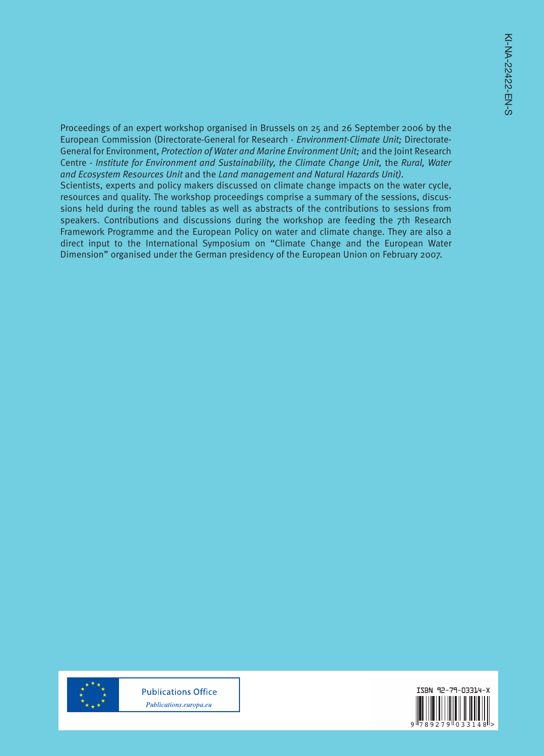KI-NA-22422-EN-S

Proceedings of an expert workshop organised in Brussels on 25 and 26 September 2006 by the European Commission (Directorate-General for Research - *Environment-Climate Unit;* Directorate-General for Environment, *Protection of Water and Marine Environment Unit;* and the Joint Research Centre - *Institute for Environment and Sustainability, the Climate Change Unit,* the *Rural, Water and Ecosystem Resources Unit* and the *Land management and Natural Hazards Unit).*

Scientists, experts and policy makers discussed on climate change impacts on the water cycle, resources and quality. The workshop proceedings comprise a summary of the sessions, discussions held during the round tables as well as abstracts of the contributions to sessions from speakers. Contributions and discussions during the workshop are feeding the 7th Research Framework Programme and the European Policy on water and climate change. They are also a direct input to the International Symposium on "Climate Change and the European Water Dimension" organised under the German presidency of the European Union on February 2007.

Publications Office
*Publications.europa.eu*

ISBN 92-79-03314-X

9 789279 033148